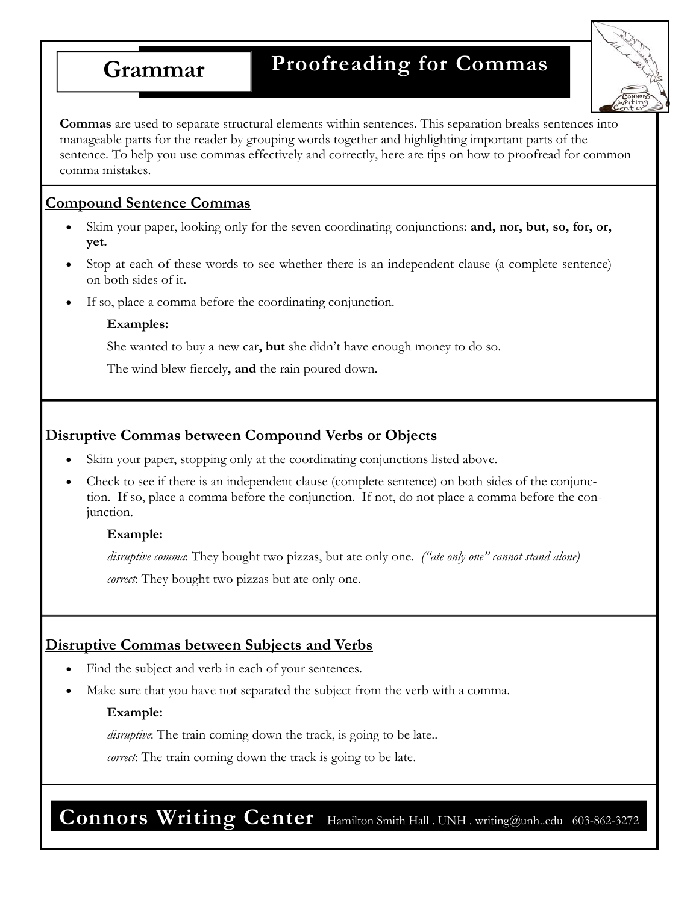# Grammar

## Proofreading for Commas

**Commas** are used to separate structural elements within sentences. This separation breaks sentences into manageable parts for the reader by grouping words together and highlighting important parts of the sentence. To help you use commas effectively and correctly, here are tips on how to proofread for common comma mistakes.

### Compound Sentence Commas

- Skim your paper, looking only for the seven coordinating conjunctions: **and, nor, but, so, for, or, yet.**
- Stop at each of these words to see whether there is an independent clause (a complete sentence) on both sides of it.
- If so, place a comma before the coordinating conjunction.

**Examples:**

She wanted to buy a new car**, but** she didn't have enough money to do so.

The wind blew fiercely**, and** the rain poured down.

### Disruptive Commas between Compound Verbs or Objects

- Skim your paper, stopping only at the coordinating conjunctions listed above.
- Check to see if there is an independent clause (complete sentence) on both sides of the conjunction. If so, place a comma before the conjunction. If not, do not place a comma before the conjunction.

**Example:**

*disruptive comma*: They bought two pizzas, but ate only one. *("ate only one" cannot stand alone)*

*correct*: They bought two pizzas but ate only one.

### Disruptive Commas between Subjects and Verbs

- Find the subject and verb in each of your sentences.
- Make sure that you have not separated the subject from the verb with a comma.

**Example:**

*disruptive*: The train coming down the track, is going to be late..

*correct*: The train coming down the track is going to be late.

**Connors Writing Center** Hamilton Smith Hall . UNH . writing@unh..edu 603-862-3272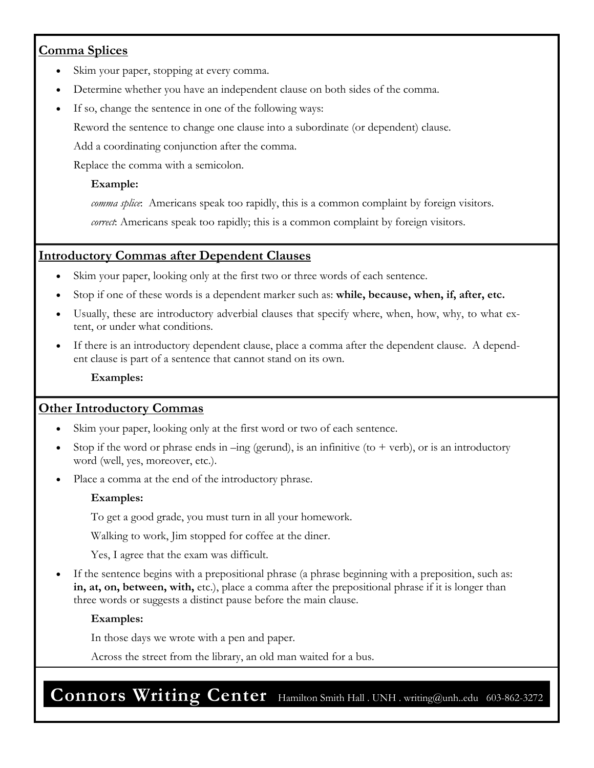## Comma Splices

- Skim your paper, stopping at every comma.
- Determine whether you have an independent clause on both sides of the comma.
- If so, change the sentence in one of the following ways:

  Reword the sentence to change one clause into a subordinate (or dependent) clause.

  Add a coordinating conjunction after the comma.

  Replace the comma with a semicolon.

  **Example:**

  *comma splice*: Americans speak too rapidly, this is a common complaint by foreign visitors.

  *correct*: Americans speak too rapidly; this is a common complaint by foreign visitors.

## Introductory Commas after Dependent Clauses

- Skim your paper, looking only at the first two or three words of each sentence.
- Stop if one of these words is a dependent marker such as: **while, because, when, if, after, etc.**
- Usually, these are introductory adverbial clauses that specify where, when, how, why, to what extent, or under what conditions.
- If there is an introductory dependent clause, place a comma after the dependent clause. A dependent clause is part of a sentence that cannot stand on its own.

  **Examples:**

## Other Introductory Commas

- Skim your paper, looking only at the first word or two of each sentence.
- Stop if the word or phrase ends in –ing (gerund), is an infinitive (to + verb), or is an introductory word (well, yes, moreover, etc.).
- Place a comma at the end of the introductory phrase.

  **Examples:**

  To get a good grade, you must turn in all your homework.

  Walking to work, Jim stopped for coffee at the diner.

  Yes, I agree that the exam was difficult.

- If the sentence begins with a prepositional phrase (a phrase beginning with a preposition, such as: **in, at, on, between, with,** etc.), place a comma after the prepositional phrase if it is longer than three words or suggests a distinct pause before the main clause.

  **Examples:**

  In those days we wrote with a pen and paper.

  Across the street from the library, an old man waited for a bus.

**Connors Writing Center** Hamilton Smith Hall . UNH . writing@unh..edu 603-862-3272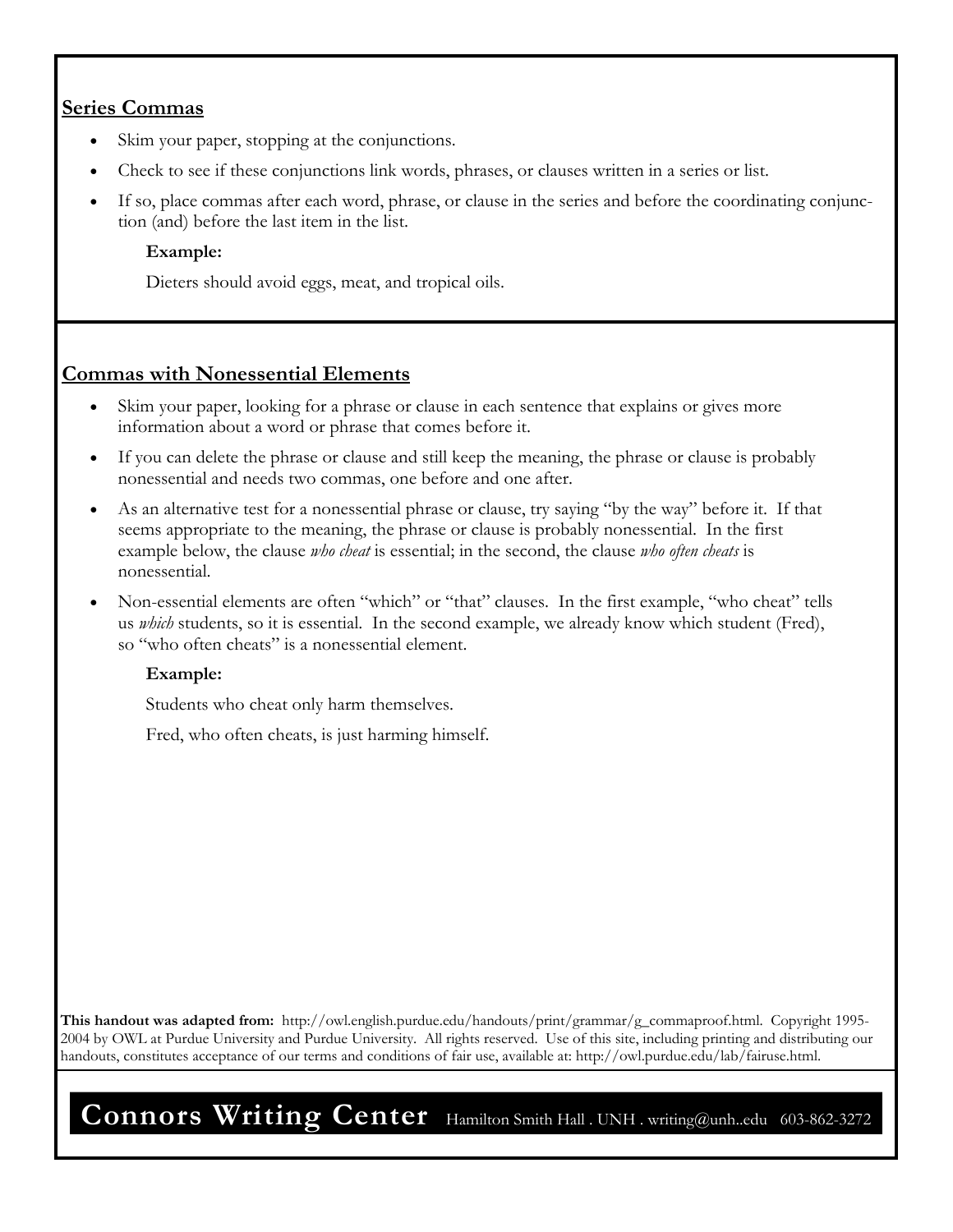## Series Commas

- Skim your paper, stopping at the conjunctions.
- Check to see if these conjunctions link words, phrases, or clauses written in a series or list.
- If so, place commas after each word, phrase, or clause in the series and before the coordinating conjunction (and) before the last item in the list.

  **Example:**

  Dieters should avoid eggs, meat, and tropical oils.

## Commas with Nonessential Elements

- Skim your paper, looking for a phrase or clause in each sentence that explains or gives more information about a word or phrase that comes before it.
- If you can delete the phrase or clause and still keep the meaning, the phrase or clause is probably nonessential and needs two commas, one before and one after.
- As an alternative test for a nonessential phrase or clause, try saying "by the way" before it. If that seems appropriate to the meaning, the phrase or clause is probably nonessential. In the first example below, the clause *who cheat* is essential; in the second, the clause *who often cheats* is nonessential.
- Non-essential elements are often "which" or "that" clauses. In the first example, "who cheat" tells us *which* students, so it is essential. In the second example, we already know which student (Fred), so "who often cheats" is a nonessential element.

  **Example:**

  Students who cheat only harm themselves.

  Fred, who often cheats, is just harming himself.

**This handout was adapted from:** http://owl.english.purdue.edu/handouts/print/grammar/g_commaproof.html. Copyright 1995-2004 by OWL at Purdue University and Purdue University. All rights reserved. Use of this site, including printing and distributing our handouts, constitutes acceptance of our terms and conditions of fair use, available at: http://owl.purdue.edu/lab/fairuse.html.

**Connors Writing Center** Hamilton Smith Hall . UNH . writing@unh..edu 603-862-3272